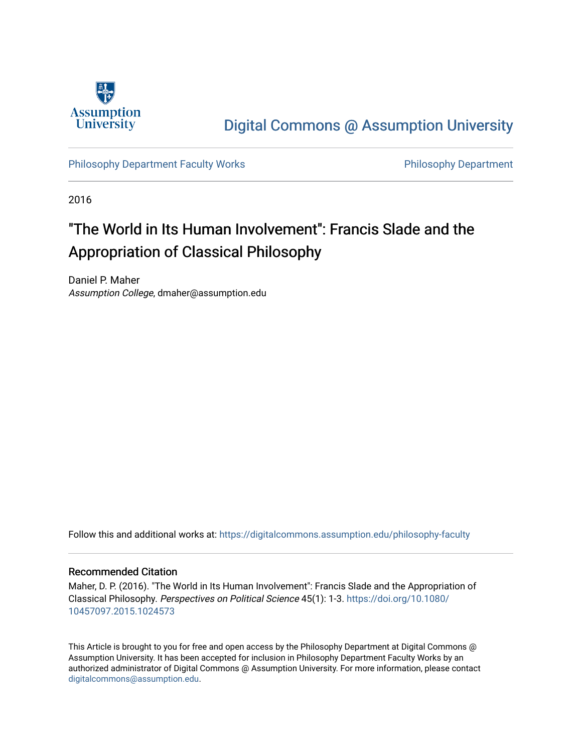Assumption University

Digital Commons @ Assumption University

Philosophy Department Faculty Works

Philosophy Department

2016

# "The World in Its Human Involvement": Francis Slade and the Appropriation of Classical Philosophy

Daniel P. Maher
*Assumption College*, dmaher@assumption.edu

Follow this and additional works at: https://digitalcommons.assumption.edu/philosophy-faculty

## Recommended Citation

Maher, D. P. (2016). "The World in Its Human Involvement": Francis Slade and the Appropriation of Classical Philosophy. *Perspectives on Political Science* 45(1): 1-3. https://doi.org/10.1080/10457097.2015.1024573

This Article is brought to you for free and open access by the Philosophy Department at Digital Commons @ Assumption University. It has been accepted for inclusion in Philosophy Department Faculty Works by an authorized administrator of Digital Commons @ Assumption University. For more information, please contact digitalcommons@assumption.edu.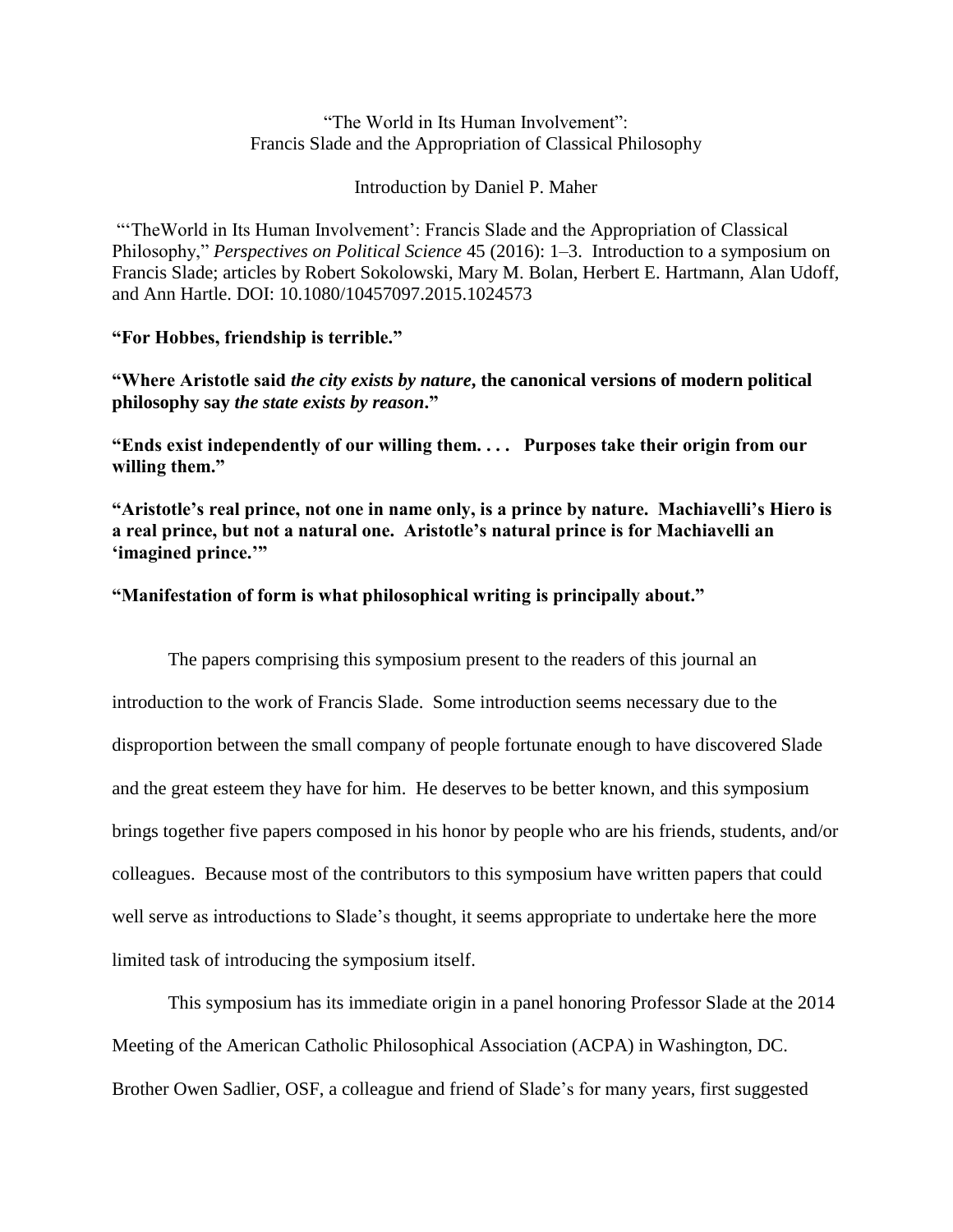"The World in Its Human Involvement":
Francis Slade and the Appropriation of Classical Philosophy

Introduction by Daniel P. Maher

"'TheWorld in Its Human Involvement': Francis Slade and the Appropriation of Classical Philosophy," *Perspectives on Political Science* 45 (2016): 1–3. Introduction to a symposium on Francis Slade; articles by Robert Sokolowski, Mary M. Bolan, Herbert E. Hartmann, Alan Udoff, and Ann Hartle. DOI: 10.1080/10457097.2015.1024573

**"For Hobbes, friendship is terrible."**

**"Where Aristotle said *the city exists by nature,* the canonical versions of modern political philosophy say *the state exists by reason*."**

**"Ends exist independently of our willing them. . . . Purposes take their origin from our willing them."**

**"Aristotle's real prince, not one in name only, is a prince by nature. Machiavelli's Hiero is a real prince, but not a natural one. Aristotle's natural prince is for Machiavelli an 'imagined prince.'"**

**"Manifestation of form is what philosophical writing is principally about."**

The papers comprising this symposium present to the readers of this journal an introduction to the work of Francis Slade. Some introduction seems necessary due to the disproportion between the small company of people fortunate enough to have discovered Slade and the great esteem they have for him. He deserves to be better known, and this symposium brings together five papers composed in his honor by people who are his friends, students, and/or colleagues. Because most of the contributors to this symposium have written papers that could well serve as introductions to Slade's thought, it seems appropriate to undertake here the more limited task of introducing the symposium itself.

This symposium has its immediate origin in a panel honoring Professor Slade at the 2014 Meeting of the American Catholic Philosophical Association (ACPA) in Washington, DC. Brother Owen Sadlier, OSF, a colleague and friend of Slade's for many years, first suggested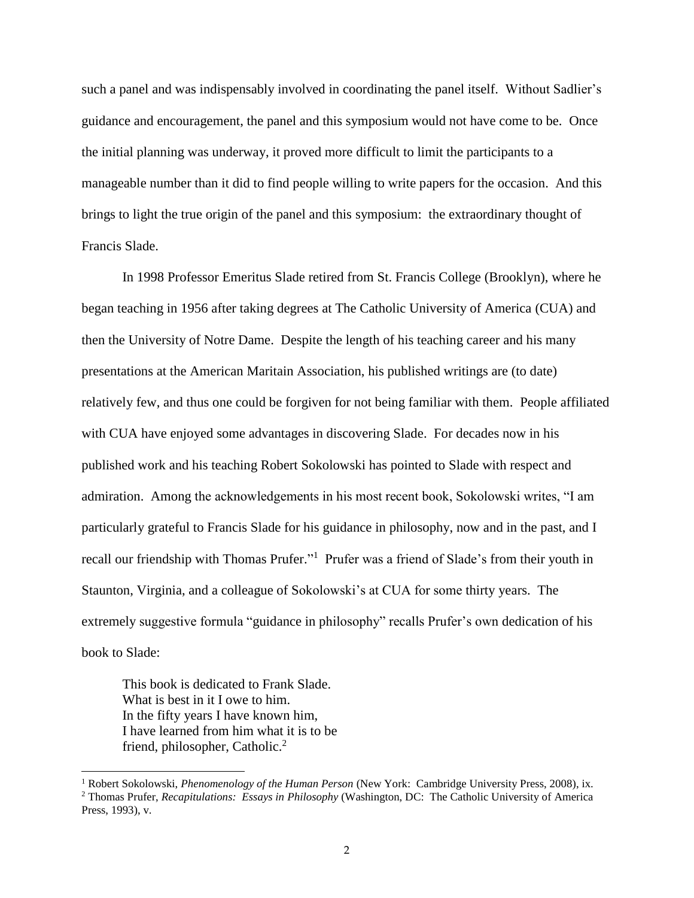such a panel and was indispensably involved in coordinating the panel itself. Without Sadlier's guidance and encouragement, the panel and this symposium would not have come to be. Once the initial planning was underway, it proved more difficult to limit the participants to a manageable number than it did to find people willing to write papers for the occasion. And this brings to light the true origin of the panel and this symposium: the extraordinary thought of Francis Slade.

In 1998 Professor Emeritus Slade retired from St. Francis College (Brooklyn), where he began teaching in 1956 after taking degrees at The Catholic University of America (CUA) and then the University of Notre Dame. Despite the length of his teaching career and his many presentations at the American Maritain Association, his published writings are (to date) relatively few, and thus one could be forgiven for not being familiar with them. People affiliated with CUA have enjoyed some advantages in discovering Slade. For decades now in his published work and his teaching Robert Sokolowski has pointed to Slade with respect and admiration. Among the acknowledgements in his most recent book, Sokolowski writes, "I am particularly grateful to Francis Slade for his guidance in philosophy, now and in the past, and I recall our friendship with Thomas Prufer."[1] Prufer was a friend of Slade's from their youth in Staunton, Virginia, and a colleague of Sokolowski's at CUA for some thirty years. The extremely suggestive formula "guidance in philosophy" recalls Prufer's own dedication of his book to Slade:

> This book is dedicated to Frank Slade.
> What is best in it I owe to him.
> In the fifty years I have known him,
> I have learned from him what it is to be
> friend, philosopher, Catholic.[2]

---

[1] Robert Sokolowski, *Phenomenology of the Human Person* (New York: Cambridge University Press, 2008), ix.

[2] Thomas Prufer, *Recapitulations: Essays in Philosophy* (Washington, DC: The Catholic University of America Press, 1993), v.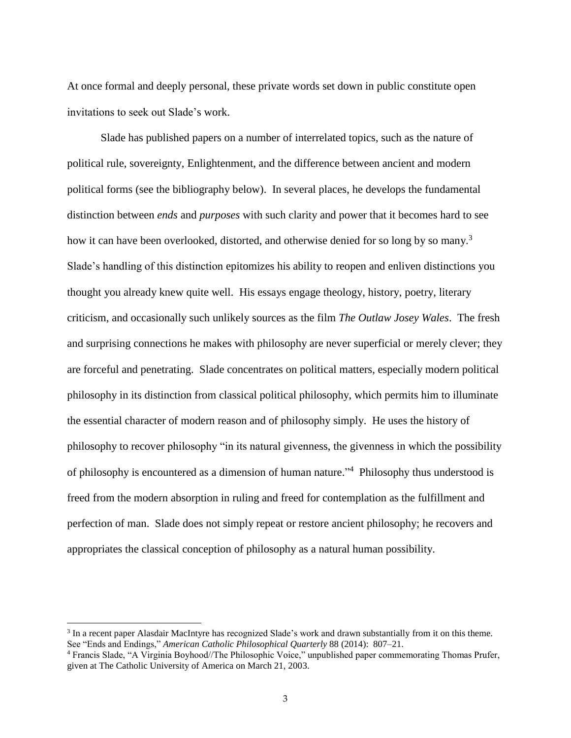At once formal and deeply personal, these private words set down in public constitute open invitations to seek out Slade's work.

Slade has published papers on a number of interrelated topics, such as the nature of political rule, sovereignty, Enlightenment, and the difference between ancient and modern political forms (see the bibliography below). In several places, he develops the fundamental distinction between *ends* and *purposes* with such clarity and power that it becomes hard to see how it can have been overlooked, distorted, and otherwise denied for so long by so many.[3] Slade's handling of this distinction epitomizes his ability to reopen and enliven distinctions you thought you already knew quite well. His essays engage theology, history, poetry, literary criticism, and occasionally such unlikely sources as the film *The Outlaw Josey Wales*. The fresh and surprising connections he makes with philosophy are never superficial or merely clever; they are forceful and penetrating. Slade concentrates on political matters, especially modern political philosophy in its distinction from classical political philosophy, which permits him to illuminate the essential character of modern reason and of philosophy simply. He uses the history of philosophy to recover philosophy "in its natural givenness, the givenness in which the possibility of philosophy is encountered as a dimension of human nature."[4] Philosophy thus understood is freed from the modern absorption in ruling and freed for contemplation as the fulfillment and perfection of man. Slade does not simply repeat or restore ancient philosophy; he recovers and appropriates the classical conception of philosophy as a natural human possibility.

---

[3] In a recent paper Alasdair MacIntyre has recognized Slade's work and drawn substantially from it on this theme. See "Ends and Endings," *American Catholic Philosophical Quarterly* 88 (2014): 807–21.

[4] Francis Slade, "A Virginia Boyhood//The Philosophic Voice," unpublished paper commemorating Thomas Prufer, given at The Catholic University of America on March 21, 2003.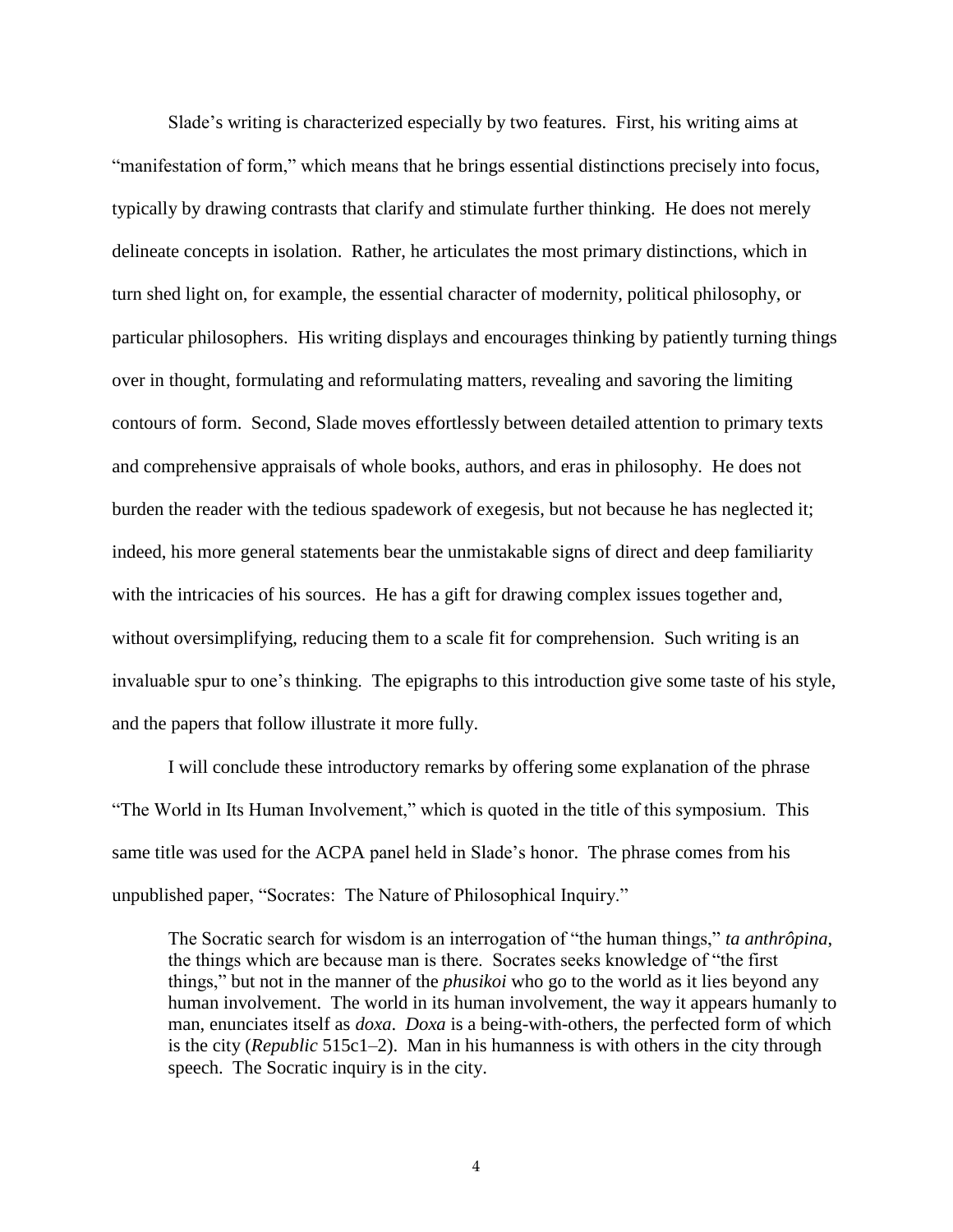Slade's writing is characterized especially by two features. First, his writing aims at "manifestation of form," which means that he brings essential distinctions precisely into focus, typically by drawing contrasts that clarify and stimulate further thinking. He does not merely delineate concepts in isolation. Rather, he articulates the most primary distinctions, which in turn shed light on, for example, the essential character of modernity, political philosophy, or particular philosophers. His writing displays and encourages thinking by patiently turning things over in thought, formulating and reformulating matters, revealing and savoring the limiting contours of form. Second, Slade moves effortlessly between detailed attention to primary texts and comprehensive appraisals of whole books, authors, and eras in philosophy. He does not burden the reader with the tedious spadework of exegesis, but not because he has neglected it; indeed, his more general statements bear the unmistakable signs of direct and deep familiarity with the intricacies of his sources. He has a gift for drawing complex issues together and, without oversimplifying, reducing them to a scale fit for comprehension. Such writing is an invaluable spur to one's thinking. The epigraphs to this introduction give some taste of his style, and the papers that follow illustrate it more fully.

I will conclude these introductory remarks by offering some explanation of the phrase "The World in Its Human Involvement," which is quoted in the title of this symposium. This same title was used for the ACPA panel held in Slade's honor. The phrase comes from his unpublished paper, "Socrates: The Nature of Philosophical Inquiry."

> The Socratic search for wisdom is an interrogation of "the human things," *ta anthrôpina*, the things which are because man is there. Socrates seeks knowledge of "the first things," but not in the manner of the *phusikoi* who go to the world as it lies beyond any human involvement. The world in its human involvement, the way it appears humanly to man, enunciates itself as *doxa*. *Doxa* is a being-with-others, the perfected form of which is the city (*Republic* 515c1–2). Man in his humanness is with others in the city through speech. The Socratic inquiry is in the city.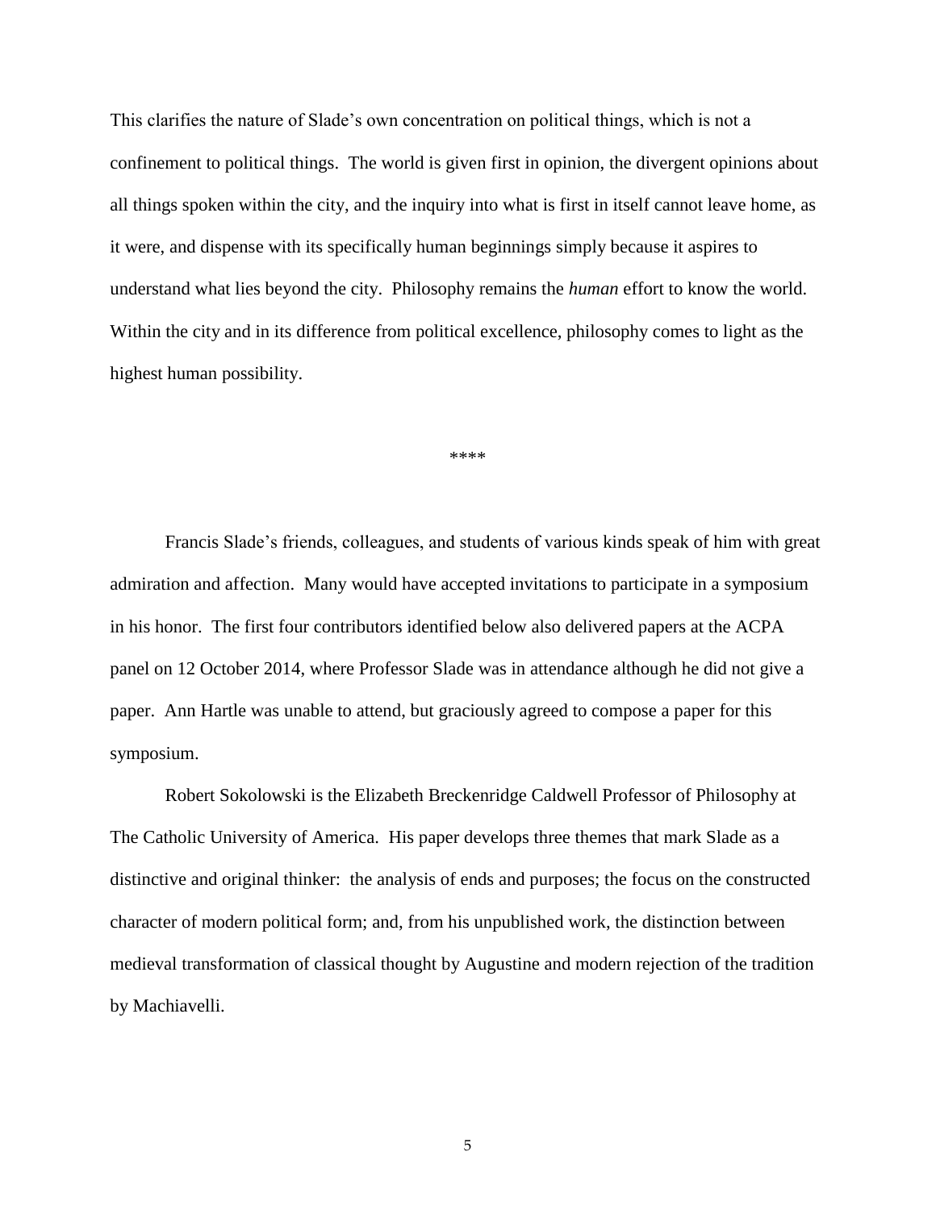This clarifies the nature of Slade's own concentration on political things, which is not a confinement to political things. The world is given first in opinion, the divergent opinions about all things spoken within the city, and the inquiry into what is first in itself cannot leave home, as it were, and dispense with its specifically human beginnings simply because it aspires to understand what lies beyond the city. Philosophy remains the *human* effort to know the world. Within the city and in its difference from political excellence, philosophy comes to light as the highest human possibility.

****

Francis Slade's friends, colleagues, and students of various kinds speak of him with great admiration and affection. Many would have accepted invitations to participate in a symposium in his honor. The first four contributors identified below also delivered papers at the ACPA panel on 12 October 2014, where Professor Slade was in attendance although he did not give a paper. Ann Hartle was unable to attend, but graciously agreed to compose a paper for this symposium.

Robert Sokolowski is the Elizabeth Breckenridge Caldwell Professor of Philosophy at The Catholic University of America. His paper develops three themes that mark Slade as a distinctive and original thinker: the analysis of ends and purposes; the focus on the constructed character of modern political form; and, from his unpublished work, the distinction between medieval transformation of classical thought by Augustine and modern rejection of the tradition by Machiavelli.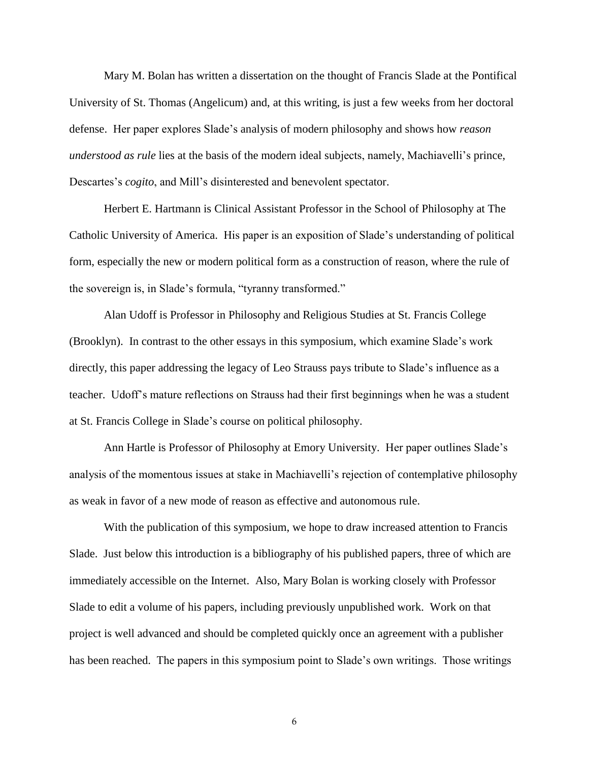Mary M. Bolan has written a dissertation on the thought of Francis Slade at the Pontifical University of St. Thomas (Angelicum) and, at this writing, is just a few weeks from her doctoral defense. Her paper explores Slade's analysis of modern philosophy and shows how *reason understood as rule* lies at the basis of the modern ideal subjects, namely, Machiavelli's prince, Descartes's *cogito*, and Mill's disinterested and benevolent spectator.

Herbert E. Hartmann is Clinical Assistant Professor in the School of Philosophy at The Catholic University of America. His paper is an exposition of Slade's understanding of political form, especially the new or modern political form as a construction of reason, where the rule of the sovereign is, in Slade's formula, "tyranny transformed."

Alan Udoff is Professor in Philosophy and Religious Studies at St. Francis College (Brooklyn). In contrast to the other essays in this symposium, which examine Slade's work directly, this paper addressing the legacy of Leo Strauss pays tribute to Slade's influence as a teacher. Udoff's mature reflections on Strauss had their first beginnings when he was a student at St. Francis College in Slade's course on political philosophy.

Ann Hartle is Professor of Philosophy at Emory University. Her paper outlines Slade's analysis of the momentous issues at stake in Machiavelli's rejection of contemplative philosophy as weak in favor of a new mode of reason as effective and autonomous rule.

With the publication of this symposium, we hope to draw increased attention to Francis Slade. Just below this introduction is a bibliography of his published papers, three of which are immediately accessible on the Internet. Also, Mary Bolan is working closely with Professor Slade to edit a volume of his papers, including previously unpublished work. Work on that project is well advanced and should be completed quickly once an agreement with a publisher has been reached. The papers in this symposium point to Slade's own writings. Those writings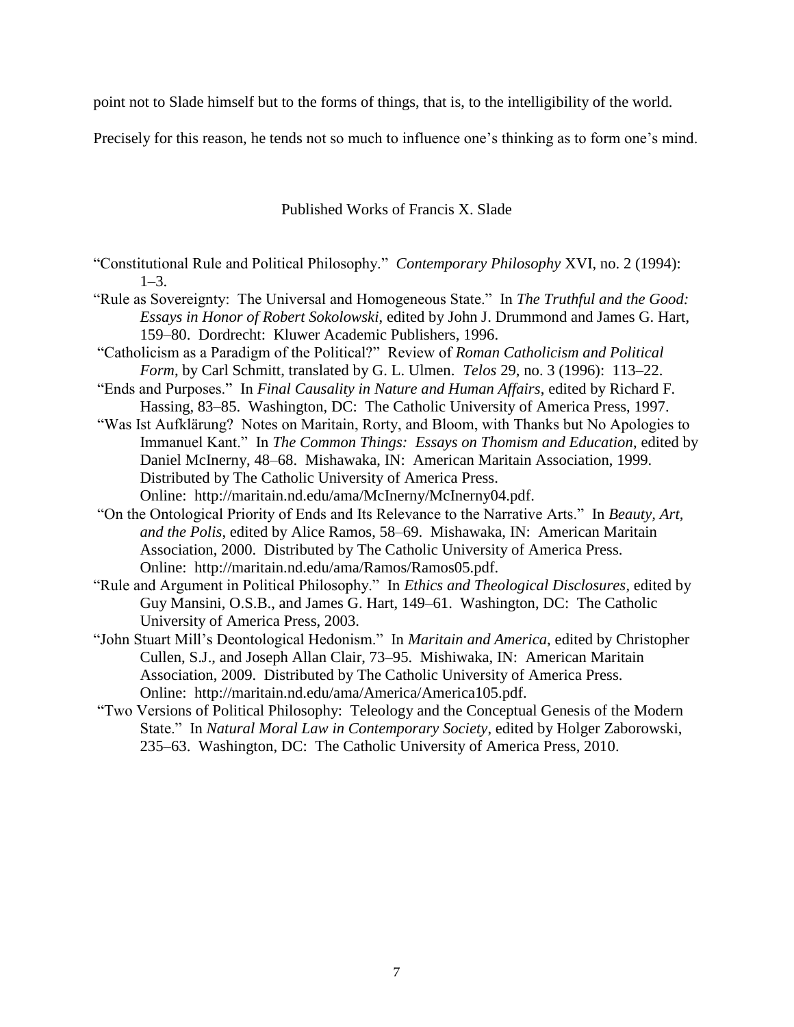point not to Slade himself but to the forms of things, that is, to the intelligibility of the world.

Precisely for this reason, he tends not so much to influence one's thinking as to form one's mind.

## Published Works of Francis X. Slade

"Constitutional Rule and Political Philosophy." *Contemporary Philosophy* XVI, no. 2 (1994): 1–3.

"Rule as Sovereignty: The Universal and Homogeneous State." In *The Truthful and the Good: Essays in Honor of Robert Sokolowski*, edited by John J. Drummond and James G. Hart, 159–80. Dordrecht: Kluwer Academic Publishers, 1996.

"Catholicism as a Paradigm of the Political?" Review of *Roman Catholicism and Political Form*, by Carl Schmitt, translated by G. L. Ulmen. *Telos* 29, no. 3 (1996): 113–22.

"Ends and Purposes." In *Final Causality in Nature and Human Affairs*, edited by Richard F. Hassing, 83–85. Washington, DC: The Catholic University of America Press, 1997.

"Was Ist Aufklärung? Notes on Maritain, Rorty, and Bloom, with Thanks but No Apologies to Immanuel Kant." In *The Common Things: Essays on Thomism and Education*, edited by Daniel McInerny, 48–68. Mishawaka, IN: American Maritain Association, 1999. Distributed by The Catholic University of America Press. Online: http://maritain.nd.edu/ama/McInerny/McInerny04.pdf.

"On the Ontological Priority of Ends and Its Relevance to the Narrative Arts." In *Beauty, Art, and the Polis*, edited by Alice Ramos, 58–69. Mishawaka, IN: American Maritain Association, 2000. Distributed by The Catholic University of America Press. Online: http://maritain.nd.edu/ama/Ramos/Ramos05.pdf.

"Rule and Argument in Political Philosophy." In *Ethics and Theological Disclosures*, edited by Guy Mansini, O.S.B., and James G. Hart, 149–61. Washington, DC: The Catholic University of America Press, 2003.

"John Stuart Mill's Deontological Hedonism." In *Maritain and America*, edited by Christopher Cullen, S.J., and Joseph Allan Clair, 73–95. Mishiwaka, IN: American Maritain Association, 2009. Distributed by The Catholic University of America Press. Online: http://maritain.nd.edu/ama/America/America105.pdf.

"Two Versions of Political Philosophy: Teleology and the Conceptual Genesis of the Modern State." In *Natural Moral Law in Contemporary Society*, edited by Holger Zaborowski, 235–63. Washington, DC: The Catholic University of America Press, 2010.